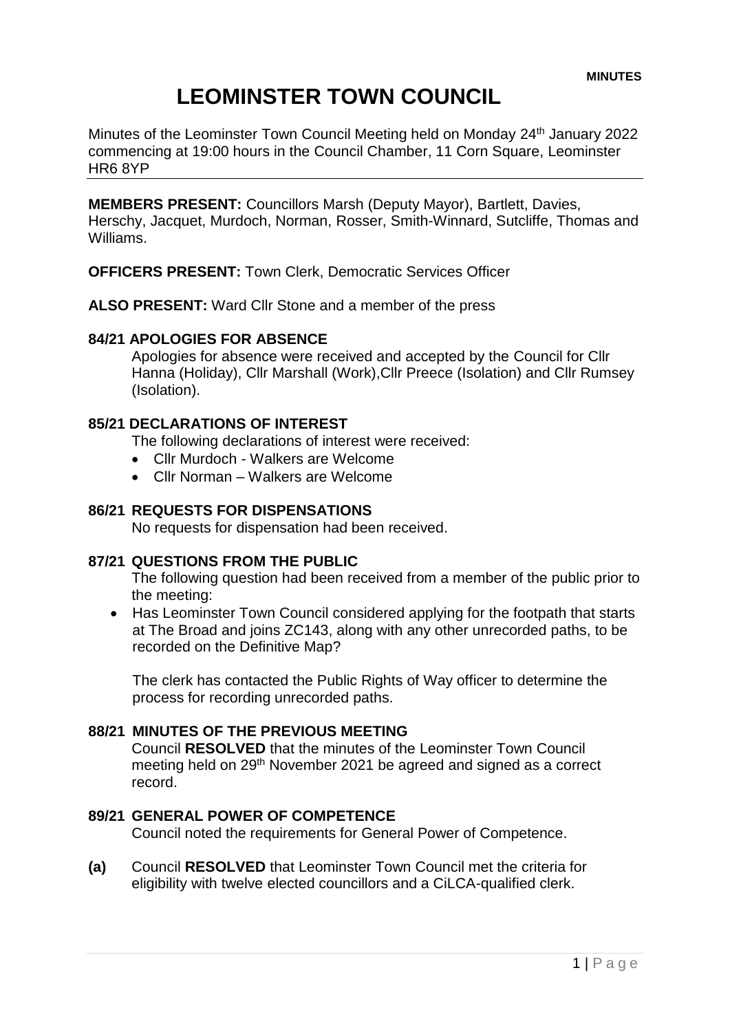**MINUTES**

# LEOMINSTER TOWN COUNCIL

Minutes of the Leominster Town Council Meeting held on Monday 24th January 2022 commencing at 19:00 hours in the Council Chamber, 11 Corn Square, Leominster HR6 8YP

---

**MEMBERS PRESENT:** Councillors Marsh (Deputy Mayor), Bartlett, Davies, Herschy, Jacquet, Murdoch, Norman, Rosser, Smith-Winnard, Sutcliffe, Thomas and Williams.

**OFFICERS PRESENT:** Town Clerk, Democratic Services Officer

**ALSO PRESENT:** Ward Cllr Stone and a member of the press

**84/21 APOLOGIES FOR ABSENCE**

Apologies for absence were received and accepted by the Council for Cllr Hanna (Holiday), Cllr Marshall (Work),Cllr Preece (Isolation) and Cllr Rumsey (Isolation).

**85/21 DECLARATIONS OF INTEREST**

The following declarations of interest were received:

- Cllr Murdoch - Walkers are Welcome
- Cllr Norman – Walkers are Welcome

**86/21 REQUESTS FOR DISPENSATIONS**

No requests for dispensation had been received.

**87/21 QUESTIONS FROM THE PUBLIC**

The following question had been received from a member of the public prior to the meeting:

- Has Leominster Town Council considered applying for the footpath that starts at The Broad and joins ZC143, along with any other unrecorded paths, to be recorded on the Definitive Map?

The clerk has contacted the Public Rights of Way officer to determine the process for recording unrecorded paths.

**88/21 MINUTES OF THE PREVIOUS MEETING**

Council **RESOLVED** that the minutes of the Leominster Town Council meeting held on 29th November 2021 be agreed and signed as a correct record.

**89/21 GENERAL POWER OF COMPETENCE**

Council noted the requirements for General Power of Competence.

**(a)** Council **RESOLVED** that Leominster Town Council met the criteria for eligibility with twelve elected councillors and a CiLCA-qualified clerk.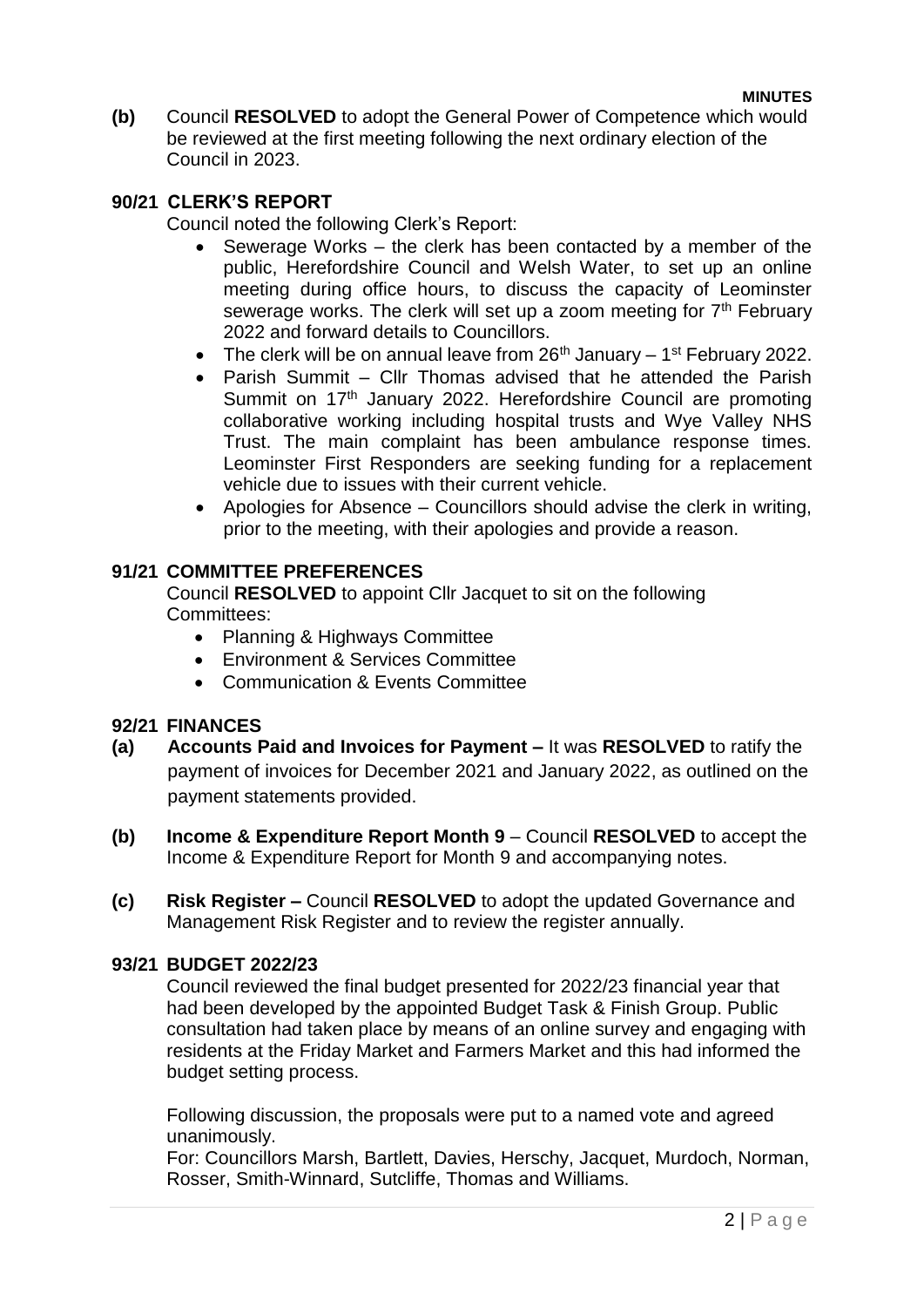**(b)** Council **RESOLVED** to adopt the General Power of Competence which would be reviewed at the first meeting following the next ordinary election of the Council in 2023.

### 90/21 CLERK'S REPORT

Council noted the following Clerk's Report:

- Sewerage Works – the clerk has been contacted by a member of the public, Herefordshire Council and Welsh Water, to set up an online meeting during office hours, to discuss the capacity of Leominster sewerage works. The clerk will set up a zoom meeting for 7th February 2022 and forward details to Councillors.
- The clerk will be on annual leave from 26th January – 1st February 2022.
- Parish Summit – Cllr Thomas advised that he attended the Parish Summit on 17th January 2022. Herefordshire Council are promoting collaborative working including hospital trusts and Wye Valley NHS Trust. The main complaint has been ambulance response times. Leominster First Responders are seeking funding for a replacement vehicle due to issues with their current vehicle.
- Apologies for Absence – Councillors should advise the clerk in writing, prior to the meeting, with their apologies and provide a reason.

### 91/21 COMMITTEE PREFERENCES

Council **RESOLVED** to appoint Cllr Jacquet to sit on the following Committees:

- Planning & Highways Committee
- Environment & Services Committee
- Communication & Events Committee

### 92/21 FINANCES

**(a) Accounts Paid and Invoices for Payment –** It was **RESOLVED** to ratify the payment of invoices for December 2021 and January 2022, as outlined on the payment statements provided.

**(b) Income & Expenditure Report Month 9** – Council **RESOLVED** to accept the Income & Expenditure Report for Month 9 and accompanying notes.

**(c) Risk Register –** Council **RESOLVED** to adopt the updated Governance and Management Risk Register and to review the register annually.

### 93/21 BUDGET 2022/23

Council reviewed the final budget presented for 2022/23 financial year that had been developed by the appointed Budget Task & Finish Group. Public consultation had taken place by means of an online survey and engaging with residents at the Friday Market and Farmers Market and this had informed the budget setting process.

Following discussion, the proposals were put to a named vote and agreed unanimously.

For: Councillors Marsh, Bartlett, Davies, Herschy, Jacquet, Murdoch, Norman, Rosser, Smith-Winnard, Sutcliffe, Thomas and Williams.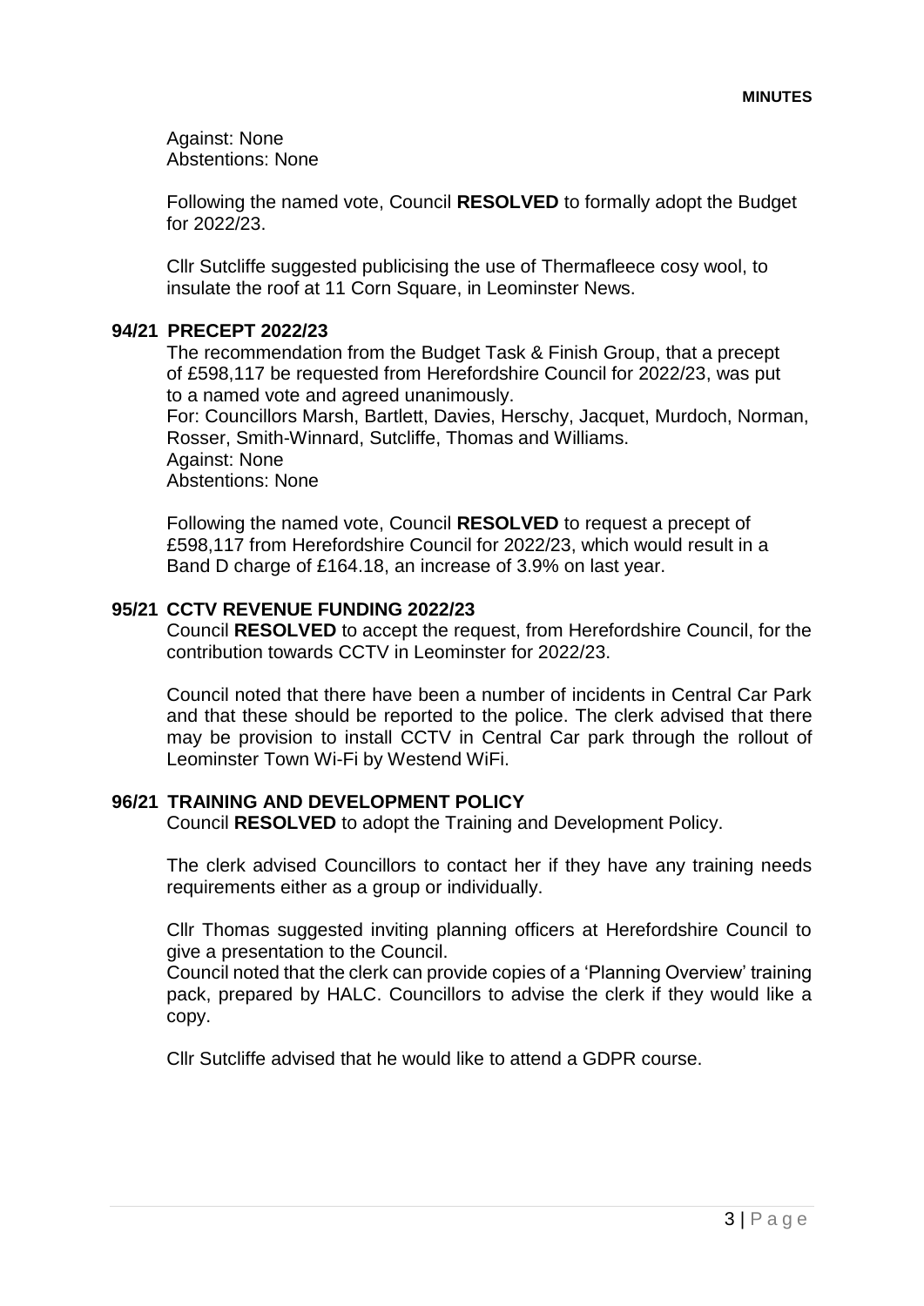Against: None
Abstentions: None

Following the named vote, Council **RESOLVED** to formally adopt the Budget for 2022/23.

Cllr Sutcliffe suggested publicising the use of Thermafleece cosy wool, to insulate the roof at 11 Corn Square, in Leominster News.

## 94/21 PRECEPT 2022/23

The recommendation from the Budget Task & Finish Group, that a precept of £598,117 be requested from Herefordshire Council for 2022/23, was put to a named vote and agreed unanimously.
For: Councillors Marsh, Bartlett, Davies, Herschy, Jacquet, Murdoch, Norman, Rosser, Smith-Winnard, Sutcliffe, Thomas and Williams.
Against: None
Abstentions: None

Following the named vote, Council **RESOLVED** to request a precept of £598,117 from Herefordshire Council for 2022/23, which would result in a Band D charge of £164.18, an increase of 3.9% on last year.

## 95/21 CCTV REVENUE FUNDING 2022/23

Council **RESOLVED** to accept the request, from Herefordshire Council, for the contribution towards CCTV in Leominster for 2022/23.

Council noted that there have been a number of incidents in Central Car Park and that these should be reported to the police. The clerk advised that there may be provision to install CCTV in Central Car park through the rollout of Leominster Town Wi-Fi by Westend WiFi.

## 96/21 TRAINING AND DEVELOPMENT POLICY

Council **RESOLVED** to adopt the Training and Development Policy.

The clerk advised Councillors to contact her if they have any training needs requirements either as a group or individually.

Cllr Thomas suggested inviting planning officers at Herefordshire Council to give a presentation to the Council.
Council noted that the clerk can provide copies of a 'Planning Overview' training pack, prepared by HALC. Councillors to advise the clerk if they would like a copy.

Cllr Sutcliffe advised that he would like to attend a GDPR course.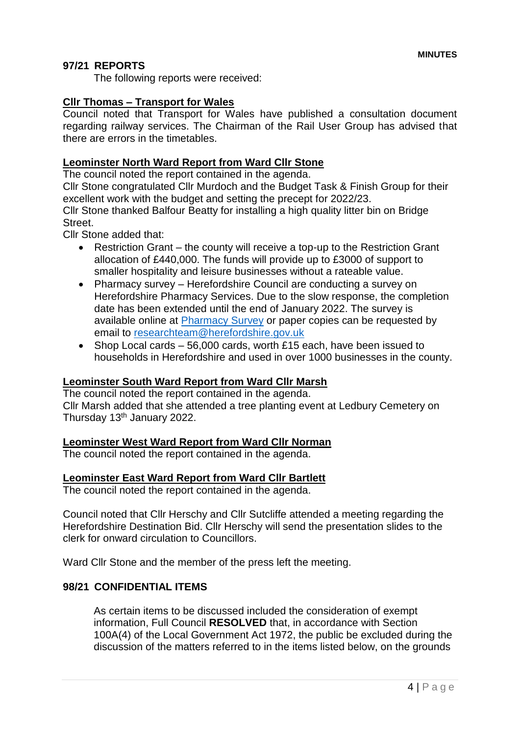## 97/21 REPORTS

The following reports were received:

**Cllr Thomas – Transport for Wales**

Council noted that Transport for Wales have published a consultation document regarding railway services. The Chairman of the Rail User Group has advised that there are errors in the timetables.

**Leominster North Ward Report from Ward Cllr Stone**

The council noted the report contained in the agenda.
Cllr Stone congratulated Cllr Murdoch and the Budget Task & Finish Group for their excellent work with the budget and setting the precept for 2022/23.
Cllr Stone thanked Balfour Beatty for installing a high quality litter bin on Bridge Street.
Cllr Stone added that:

- Restriction Grant – the county will receive a top-up to the Restriction Grant allocation of £440,000. The funds will provide up to £3000 of support to smaller hospitality and leisure businesses without a rateable value.
- Pharmacy survey – Herefordshire Council are conducting a survey on Herefordshire Pharmacy Services. Due to the slow response, the completion date has been extended until the end of January 2022. The survey is available online at Pharmacy Survey or paper copies can be requested by email to researchteam@herefordshire.gov.uk
- Shop Local cards – 56,000 cards, worth £15 each, have been issued to households in Herefordshire and used in over 1000 businesses in the county.

**Leominster South Ward Report from Ward Cllr Marsh**

The council noted the report contained in the agenda.
Cllr Marsh added that she attended a tree planting event at Ledbury Cemetery on Thursday 13th January 2022.

**Leominster West Ward Report from Ward Cllr Norman**

The council noted the report contained in the agenda.

**Leominster East Ward Report from Ward Cllr Bartlett**

The council noted the report contained in the agenda.

Council noted that Cllr Herschy and Cllr Sutcliffe attended a meeting regarding the Herefordshire Destination Bid. Cllr Herschy will send the presentation slides to the clerk for onward circulation to Councillors.

Ward Cllr Stone and the member of the press left the meeting.

## 98/21 CONFIDENTIAL ITEMS

As certain items to be discussed included the consideration of exempt information, Full Council **RESOLVED** that, in accordance with Section 100A(4) of the Local Government Act 1972, the public be excluded during the discussion of the matters referred to in the items listed below, on the grounds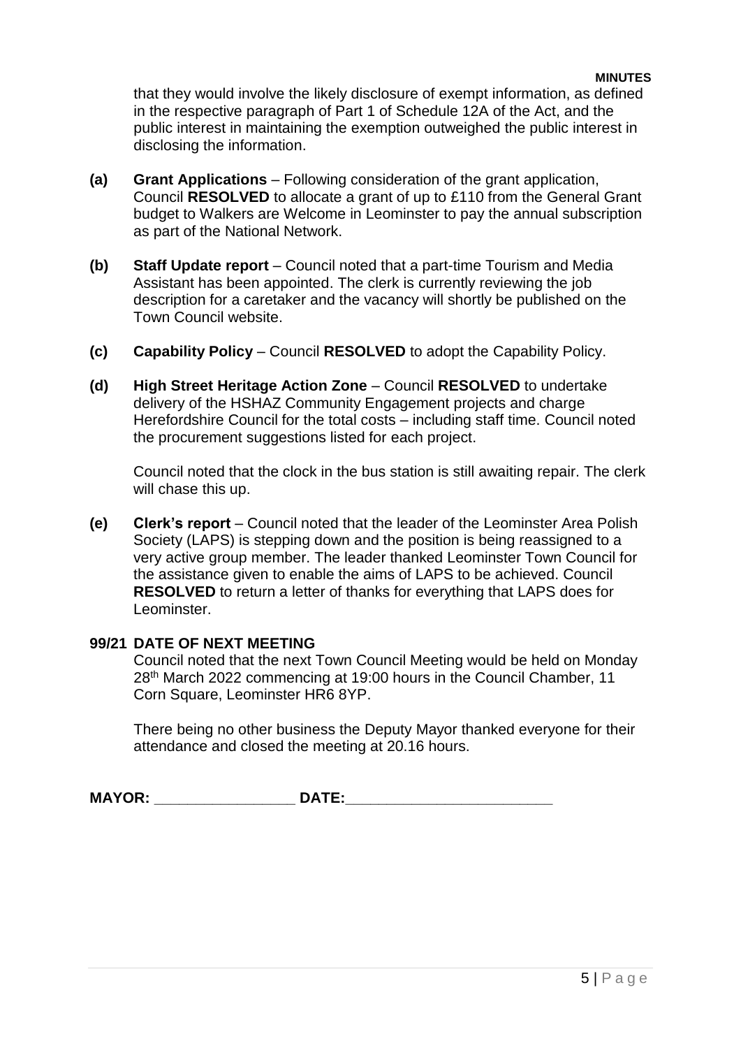that they would involve the likely disclosure of exempt information, as defined in the respective paragraph of Part 1 of Schedule 12A of the Act, and the public interest in maintaining the exemption outweighed the public interest in disclosing the information.

**(a) Grant Applications** – Following consideration of the grant application, Council **RESOLVED** to allocate a grant of up to £110 from the General Grant budget to Walkers are Welcome in Leominster to pay the annual subscription as part of the National Network.

**(b) Staff Update report** – Council noted that a part-time Tourism and Media Assistant has been appointed. The clerk is currently reviewing the job description for a caretaker and the vacancy will shortly be published on the Town Council website.

**(c) Capability Policy** – Council **RESOLVED** to adopt the Capability Policy.

**(d) High Street Heritage Action Zone** – Council **RESOLVED** to undertake delivery of the HSHAZ Community Engagement projects and charge Herefordshire Council for the total costs – including staff time. Council noted the procurement suggestions listed for each project.

Council noted that the clock in the bus station is still awaiting repair. The clerk will chase this up.

**(e) Clerk's report** – Council noted that the leader of the Leominster Area Polish Society (LAPS) is stepping down and the position is being reassigned to a very active group member. The leader thanked Leominster Town Council for the assistance given to enable the aims of LAPS to be achieved. Council **RESOLVED** to return a letter of thanks for everything that LAPS does for Leominster.

### 99/21 DATE OF NEXT MEETING

Council noted that the next Town Council Meeting would be held on Monday 28th March 2022 commencing at 19:00 hours in the Council Chamber, 11 Corn Square, Leominster HR6 8YP.

There being no other business the Deputy Mayor thanked everyone for their attendance and closed the meeting at 20.16 hours.

**MAYOR:** ________________ **DATE:**________________________